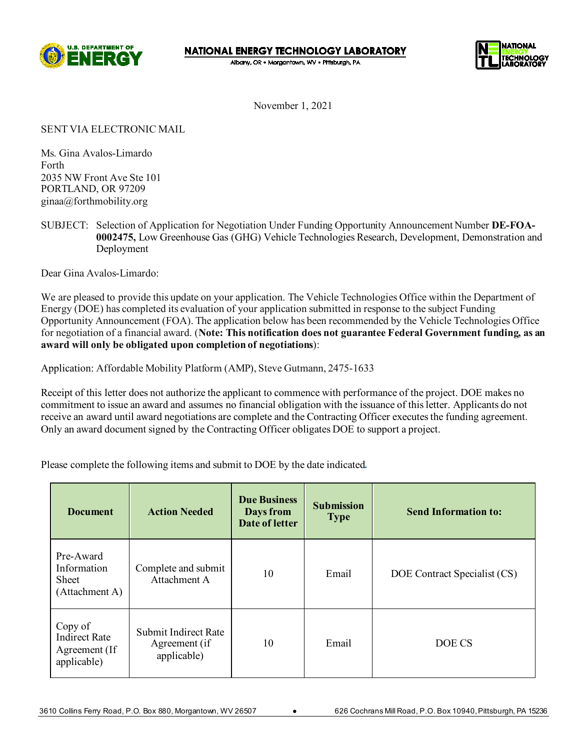NATIONAL ENERGY TECHNOLOGY LABORATORY

Albany, OR • Morgantown, WV • Pittsburgh, PA

November 1, 2021

SENT VIA ELECTRONIC MAIL

Ms. Gina Avalos-Limardo
Forth
2035 NW Front Ave Ste 101
PORTLAND, OR 97209
ginaa@forthmobility.org

SUBJECT: Selection of Application for Negotiation Under Funding Opportunity Announcement Number **DE-FOA-0002475,** Low Greenhouse Gas (GHG) Vehicle Technologies Research, Development, Demonstration and Deployment

Dear Gina Avalos-Limardo:

We are pleased to provide this update on your application. The Vehicle Technologies Office within the Department of Energy (DOE) has completed its evaluation of your application submitted in response to the subject Funding Opportunity Announcement (FOA). The application below has been recommended by the Vehicle Technologies Office for negotiation of a financial award. (**Note: This notification does not guarantee Federal Government funding, as an award will only be obligated upon completion of negotiations**):

Application: Affordable Mobility Platform (AMP), Steve Gutmann, 2475-1633

Receipt of this letter does not authorize the applicant to commence with performance of the project. DOE makes no commitment to issue an award and assumes no financial obligation with the issuance of this letter. Applicants do not receive an award until award negotiations are complete and the Contracting Officer executes the funding agreement. Only an award document signed by the Contracting Officer obligates DOE to support a project.

Please complete the following items and submit to DOE by the date indicated.

| Document | Action Needed | Due Business Days from Date of letter | Submission Type | Send Information to: |
|---|---|---|---|---|
| Pre-Award Information Sheet (Attachment A) | Complete and submit Attachment A | 10 | Email | DOE Contract Specialist (CS) |
| Copy of Indirect Rate Agreement (If applicable) | Submit Indirect Rate Agreement (if applicable) | 10 | Email | DOE CS |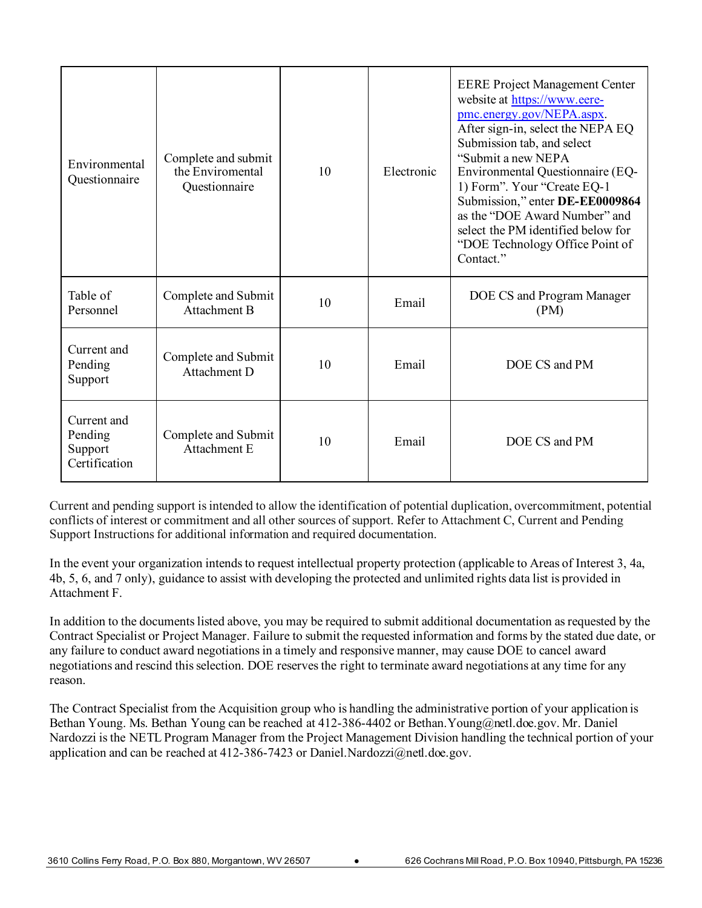| Environmental Questionnaire | Complete and submit the Enviromental Questionnaire | 10 | Electronic | EERE Project Management Center website at https://www.eere-pmc.energy.gov/NEPA.aspx. After sign-in, select the NEPA EQ Submission tab, and select "Submit a new NEPA Environmental Questionnaire (EQ-1) Form". Your "Create EQ-1 Submission," enter **DE-EE0009864** as the "DOE Award Number" and select the PM identified below for "DOE Technology Office Point of Contact." |
|---|---|---|---|---|
| Table of Personnel | Complete and Submit Attachment B | 10 | Email | DOE CS and Program Manager (PM) |
| Current and Pending Support | Complete and Submit Attachment D | 10 | Email | DOE CS and PM |
| Current and Pending Support Certification | Complete and Submit Attachment E | 10 | Email | DOE CS and PM |

Current and pending support is intended to allow the identification of potential duplication, overcommitment, potential conflicts of interest or commitment and all other sources of support. Refer to Attachment C, Current and Pending Support Instructions for additional information and required documentation.

In the event your organization intends to request intellectual property protection (applicable to Areas of Interest 3, 4a, 4b, 5, 6, and 7 only), guidance to assist with developing the protected and unlimited rights data list is provided in Attachment F.

In addition to the documents listed above, you may be required to submit additional documentation as requested by the Contract Specialist or Project Manager. Failure to submit the requested information and forms by the stated due date, or any failure to conduct award negotiations in a timely and responsive manner, may cause DOE to cancel award negotiations and rescind this selection. DOE reserves the right to terminate award negotiations at any time for any reason.

The Contract Specialist from the Acquisition group who is handling the administrative portion of your application is Bethan Young. Ms. Bethan Young can be reached at 412-386-4402 or Bethan.Young@netl.doe.gov. Mr. Daniel Nardozzi is the NETL Program Manager from the Project Management Division handling the technical portion of your application and can be reached at 412-386-7423 or Daniel.Nardozzi@netl.doe.gov.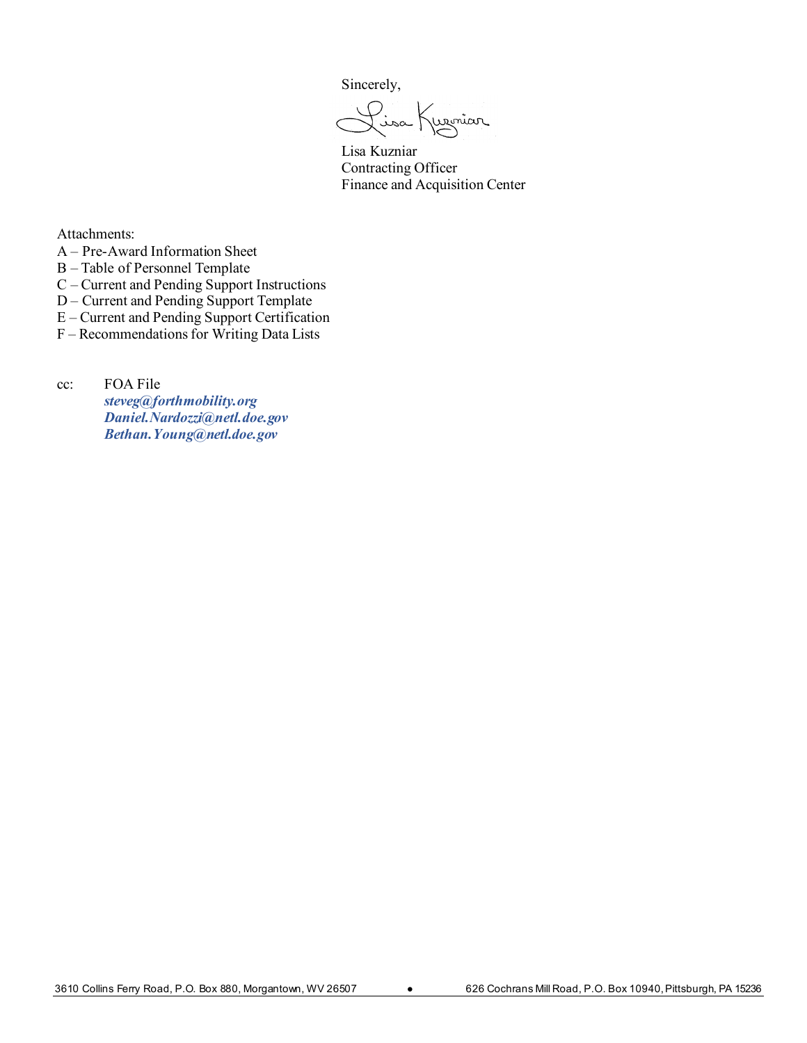Sincerely,

Lisa Kuzniar
Contracting Officer
Finance and Acquisition Center

Attachments:
A – Pre-Award Information Sheet
B – Table of Personnel Template
C – Current and Pending Support Instructions
D – Current and Pending Support Template
E – Current and Pending Support Certification
F – Recommendations for Writing Data Lists

cc: FOA File
***steveg@forthmobility.org***
***Daniel.Nardozzi@netl.doe.gov***
***Bethan.Young@netl.doe.gov***